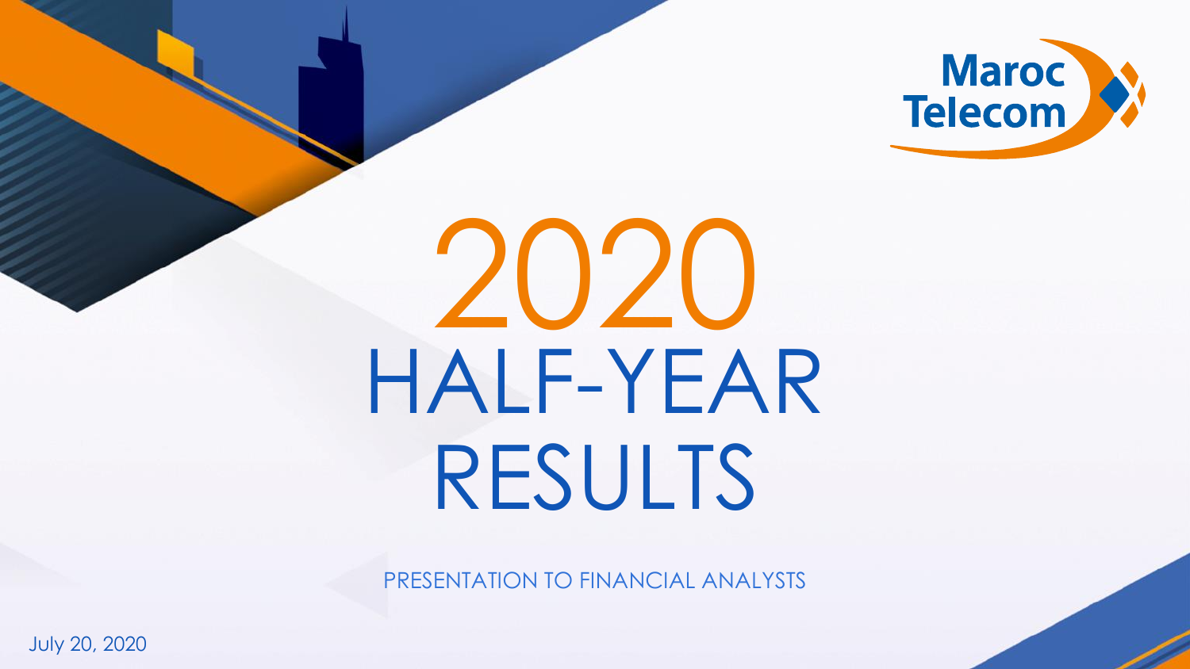Maroc Telecom

# 2020 HALF-YEAR RESULTS

PRESENTATION TO FINANCIAL ANALYSTS

July 20, 2020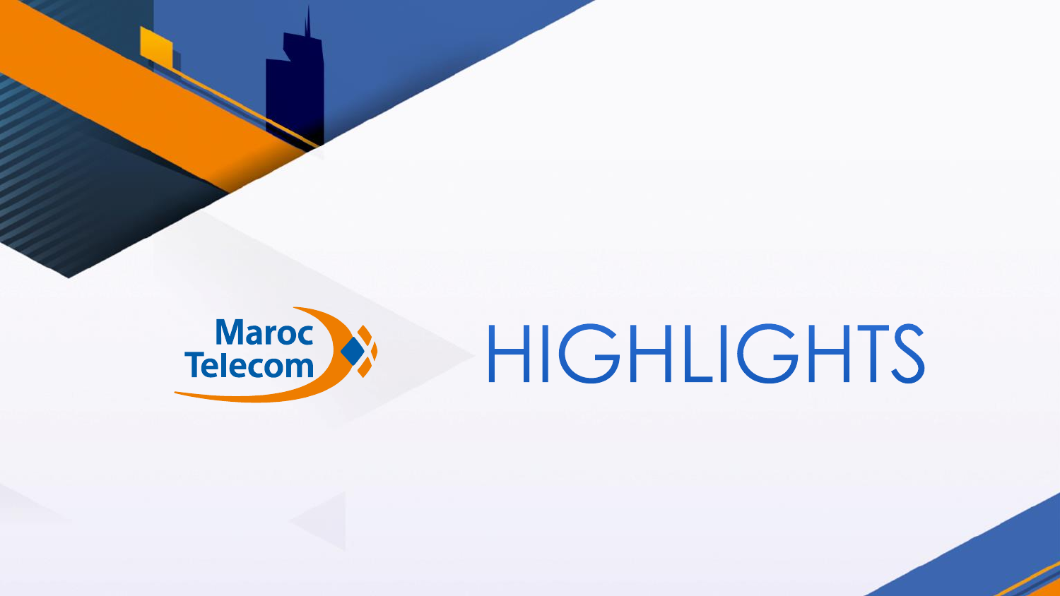Maroc Telecom

# HIGHLIGHTS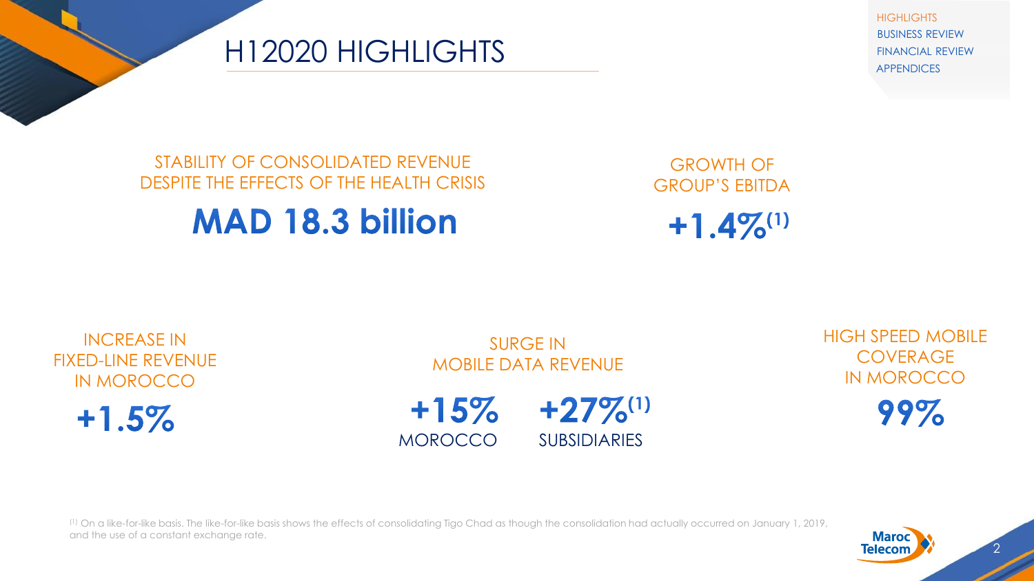# H12020 HIGHLIGHTS

STABILITY OF CONSOLIDATED REVENUE DESPITE THE EFFECTS OF THE HEALTH CRISIS

**MAD 18.3 billion**

GROWTH OF GROUP'S EBITDA

**+1.4%[(1)]**

INCREASE IN FIXED-LINE REVENUE IN MOROCCO

**+1.5%**

SURGE IN MOBILE DATA REVENUE

**+15%** MOROCCO

**+27%[(1)]** SUBSIDIARIES

HIGH SPEED MOBILE COVERAGE IN MOROCCO

**99%**

[(1)] On a like-for-like basis. The like-for-like basis shows the effects of consolidating Tigo Chad as though the consolidation had actually occurred on January 1, 2019, and the use of a constant exchange rate.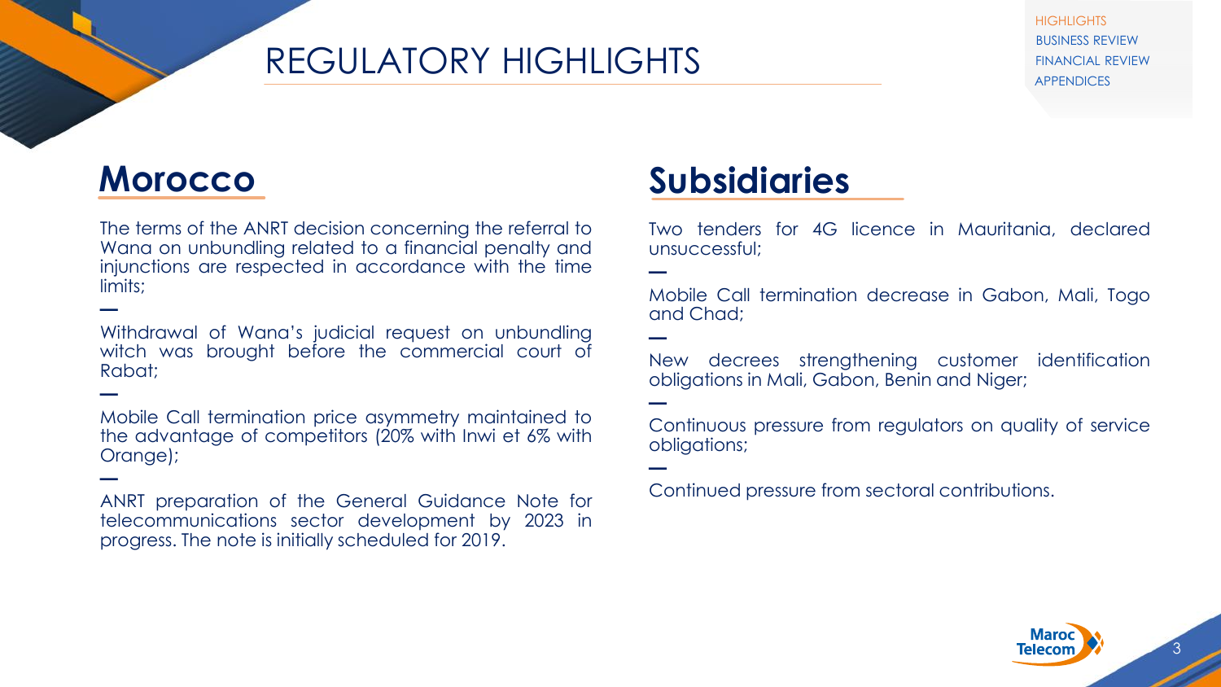# REGULATORY HIGHLIGHTS

## Morocco

The terms of the ANRT decision concerning the referral to Wana on unbundling related to a financial penalty and injunctions are respected in accordance with the time limits;

—

Withdrawal of Wana's judicial request on unbundling witch was brought before the commercial court of Rabat;

—

Mobile Call termination price asymmetry maintained to the advantage of competitors (20% with Inwi et 6% with Orange);

—

ANRT preparation of the General Guidance Note for telecommunications sector development by 2023 in progress. The note is initially scheduled for 2019.

## Subsidiaries

Two tenders for 4G licence in Mauritania, declared unsuccessful;

—

Mobile Call termination decrease in Gabon, Mali, Togo and Chad;

—

New decrees strengthening customer identification obligations in Mali, Gabon, Benin and Niger;

—

Continuous pressure from regulators on quality of service obligations;

—

Continued pressure from sectoral contributions.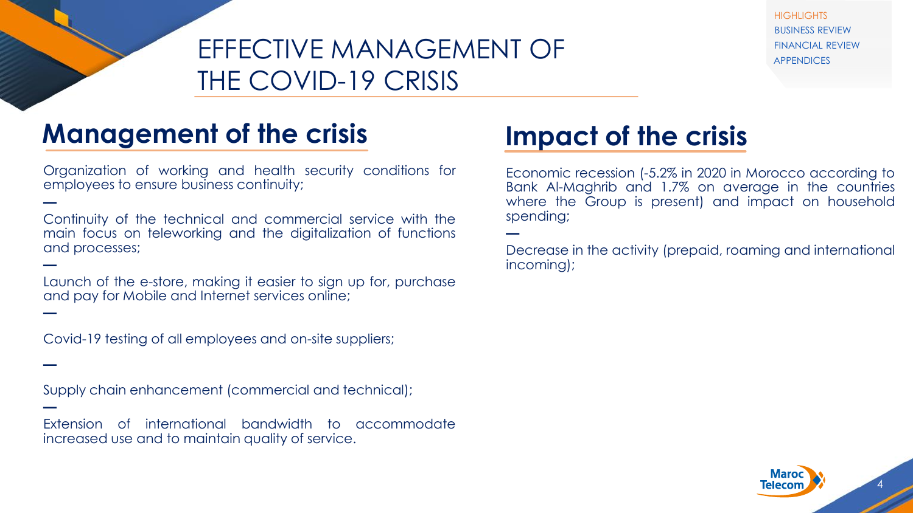# EFFECTIVE MANAGEMENT OF THE COVID-19 CRISIS

## Management of the crisis

Organization of working and health security conditions for employees to ensure business continuity;

—

Continuity of the technical and commercial service with the main focus on teleworking and the digitalization of functions and processes;

—

Launch of the e-store, making it easier to sign up for, purchase and pay for Mobile and Internet services online;

—

Covid-19 testing of all employees and on-site suppliers;

—

Supply chain enhancement (commercial and technical);

—

Extension of international bandwidth to accommodate increased use and to maintain quality of service.

## Impact of the crisis

Economic recession (-5.2% in 2020 in Morocco according to Bank Al-Maghrib and 1.7% on average in the countries where the Group is present) and impact on household spending;

—

Decrease in the activity (prepaid, roaming and international incoming);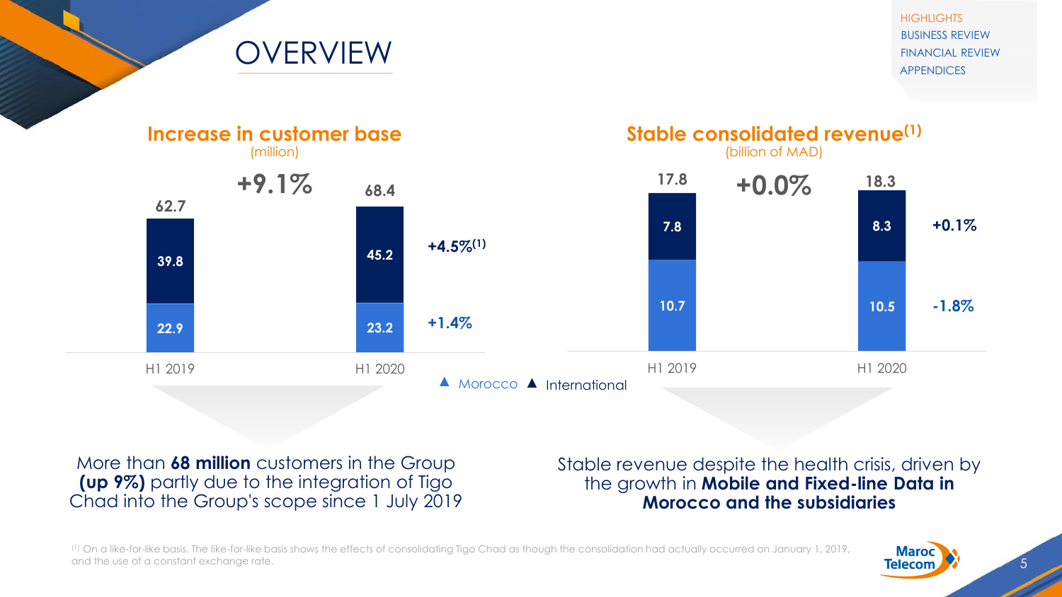# OVERVIEW

## Increase in customer base

(million)

| | H1 2019 | H1 2020 | Change |
|---|---|---|---|
| International | 39.8 | 45.2 | +4.5%[1] |
| Morocco | 22.9 | 23.2 | +1.4% |
| Total | 62.7 | 68.4 | +9.1% |

More than **68 million** customers in the Group **(up 9%)** partly due to the integration of Tigo Chad into the Group's scope since 1 July 2019

## Stable consolidated revenue[1]

(billion of MAD)

| | H1 2019 | H1 2020 | Change |
|---|---|---|---|
| International | 7.8 | 8.3 | +0.1% |
| Morocco | 10.7 | 10.5 | -1.8% |
| Total | 17.8 | 18.3 | +0.0% |

Stable revenue despite the health crisis, driven by the growth in **Mobile and Fixed-line Data in Morocco and the subsidiaries**

[1] On a like-for-like basis. The like-for-like basis shows the effects of consolidating Tigo Chad as though the consolidation had actually occurred on January 1, 2019, and the use of a constant exchange rate.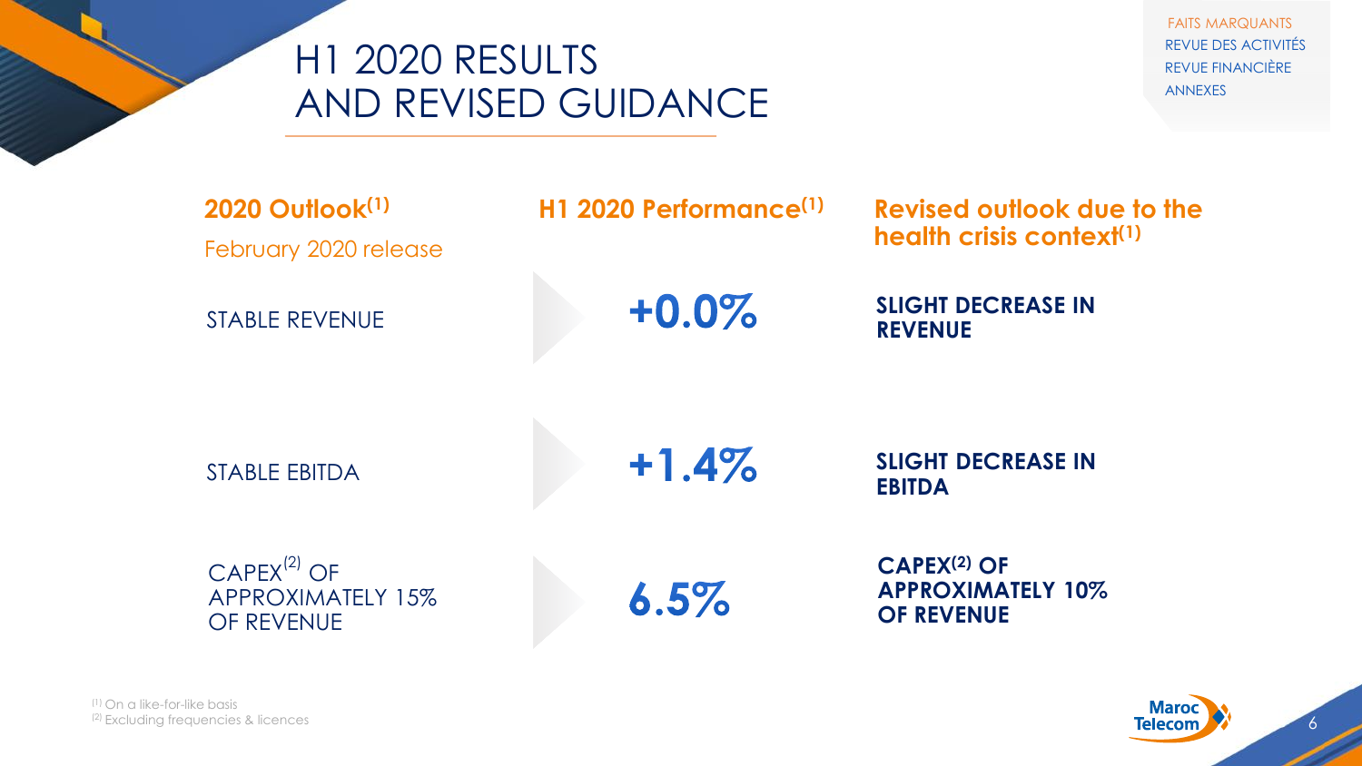# H1 2020 RESULTS AND REVISED GUIDANCE

FAITS MARQUANTS
REVUE DES ACTIVITÉS
REVUE FINANCIÈRE
ANNEXES

| 2020 Outlook[1] February 2020 release | H1 2020 Performance[1] | Revised outlook due to the health crisis context[1] |
|---|---|---|
| STABLE REVENUE | +0.0% | SLIGHT DECREASE IN REVENUE |
| STABLE EBITDA | +1.4% | SLIGHT DECREASE IN EBITDA |
| CAPEX[2] OF APPROXIMATELY 15% OF REVENUE | 6.5% | CAPEX[2] OF APPROXIMATELY 10% OF REVENUE |

[1] On a like-for-like basis
[2] Excluding frequencies & licences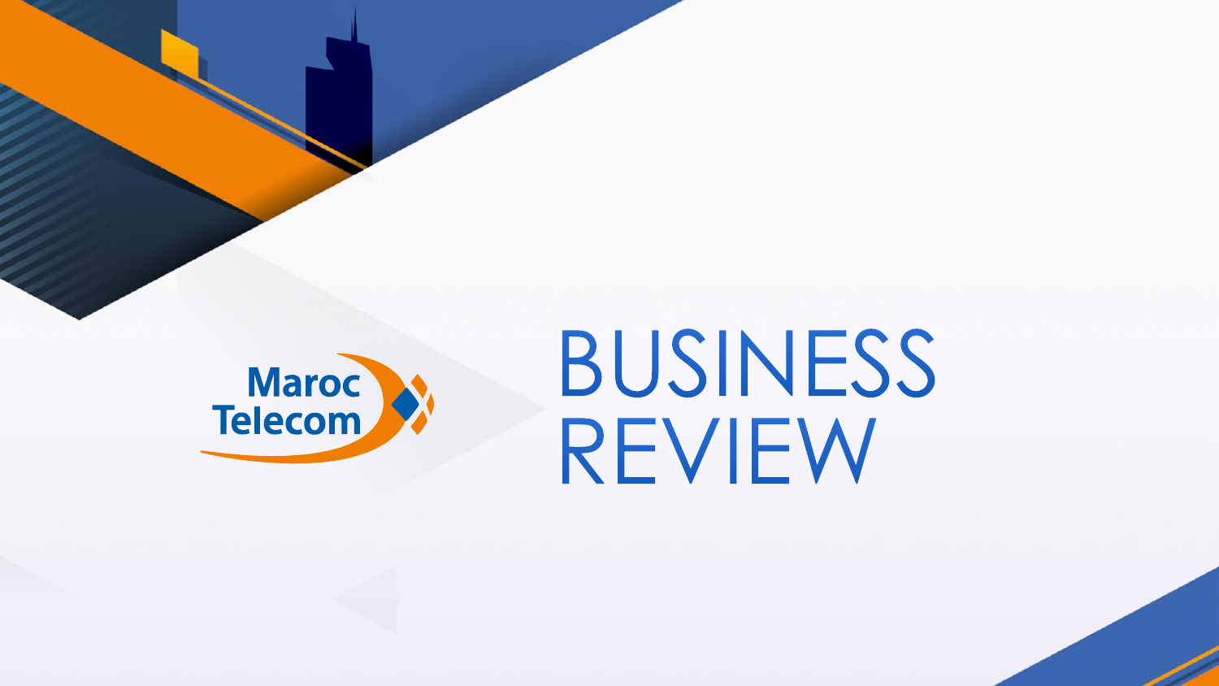Maroc Telecom

# BUSINESS REVIEW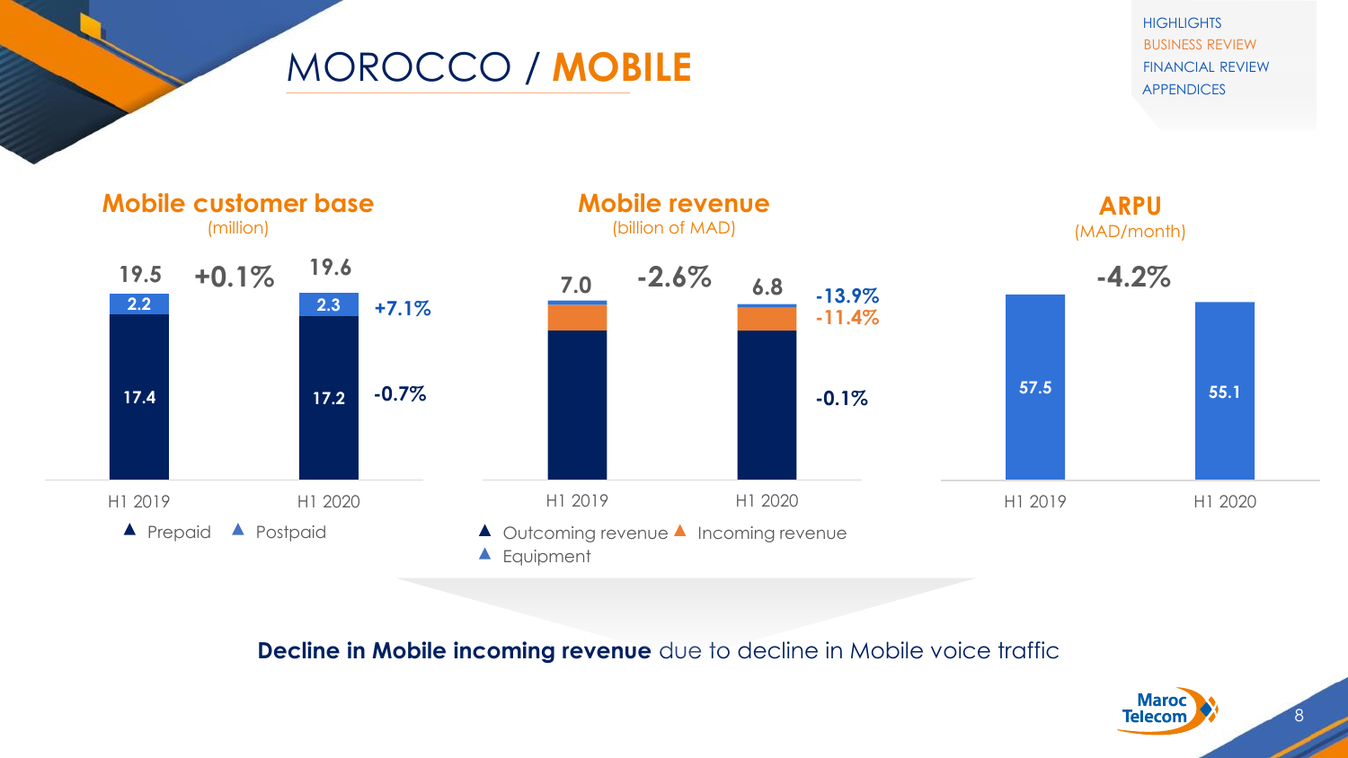# MOROCCO / **MOBILE**

## Mobile customer base
(million)

| | H1 2019 | H1 2020 | Change |
|---|---|---|---|
| Postpaid | 2.2 | 2.3 | +7.1% |
| Prepaid | 17.4 | 17.2 | -0.7% |
| **Total** | **19.5** | **19.6** | **+0.1%** |

## Mobile revenue
(billion of MAD)

| | H1 2019 | H1 2020 | Change |
|---|---|---|---|
| Equipment | | | -13.9% |
| Incoming revenue | | | -11.4% |
| Outcoming revenue | | | -0.1% |
| **Total** | **7.0** | **6.8** | **-2.6%** |

## ARPU
(MAD/month)

| H1 2019 | H1 2020 | Change |
|---|---|---|
| 57.5 | 55.1 | -4.2% |

**Decline in Mobile incoming revenue** due to decline in Mobile voice traffic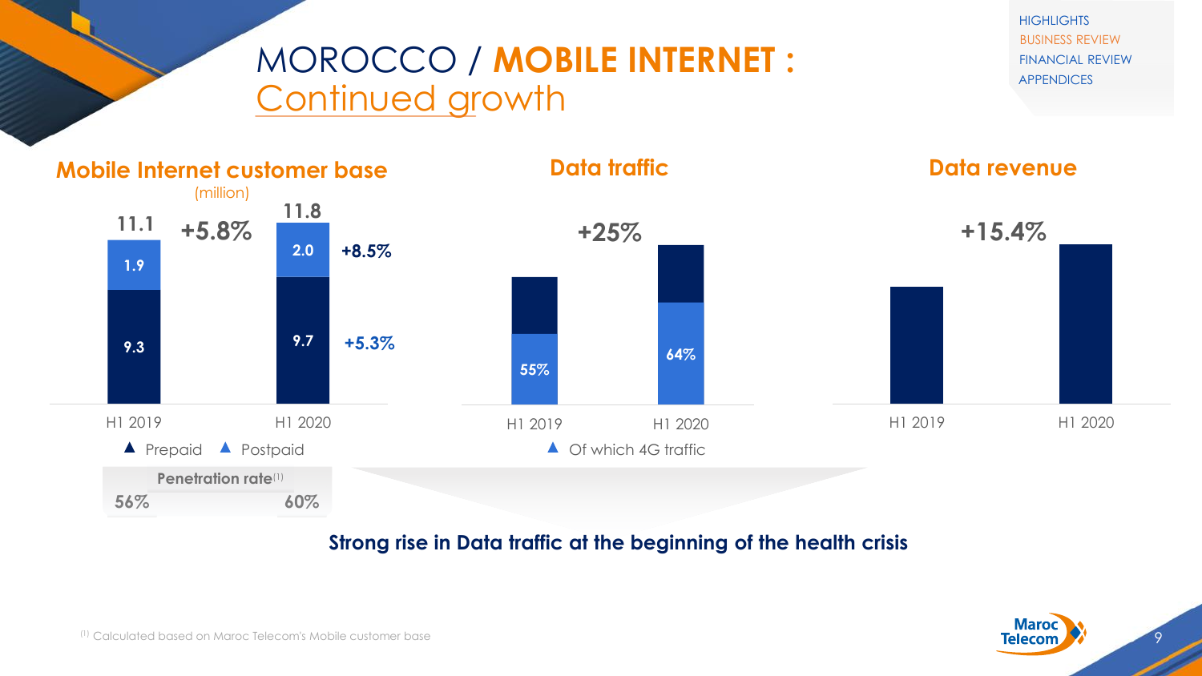# MOROCCO / **MOBILE INTERNET :** Continued growth

## Mobile Internet customer base

(million)

| | H1 2019 | H1 2020 | Change |
|---|---|---|---|
| Prepaid | 9.3 | 9.7 | +5.3% |
| Postpaid | 1.9 | 2.0 | +8.5% |
| Total | 11.1 | 11.8 | +5.8% |
| Penetration rate[1] | 56% | 60% | |

## Data traffic

+25%

| | H1 2019 | H1 2020 |
|---|---|---|
| Of which 4G traffic | 55% | 64% |

## Data revenue

+15.4% (H1 2019 → H1 2020)

**Strong rise in Data traffic at the beginning of the health crisis**

[1] Calculated based on Maroc Telecom's Mobile customer base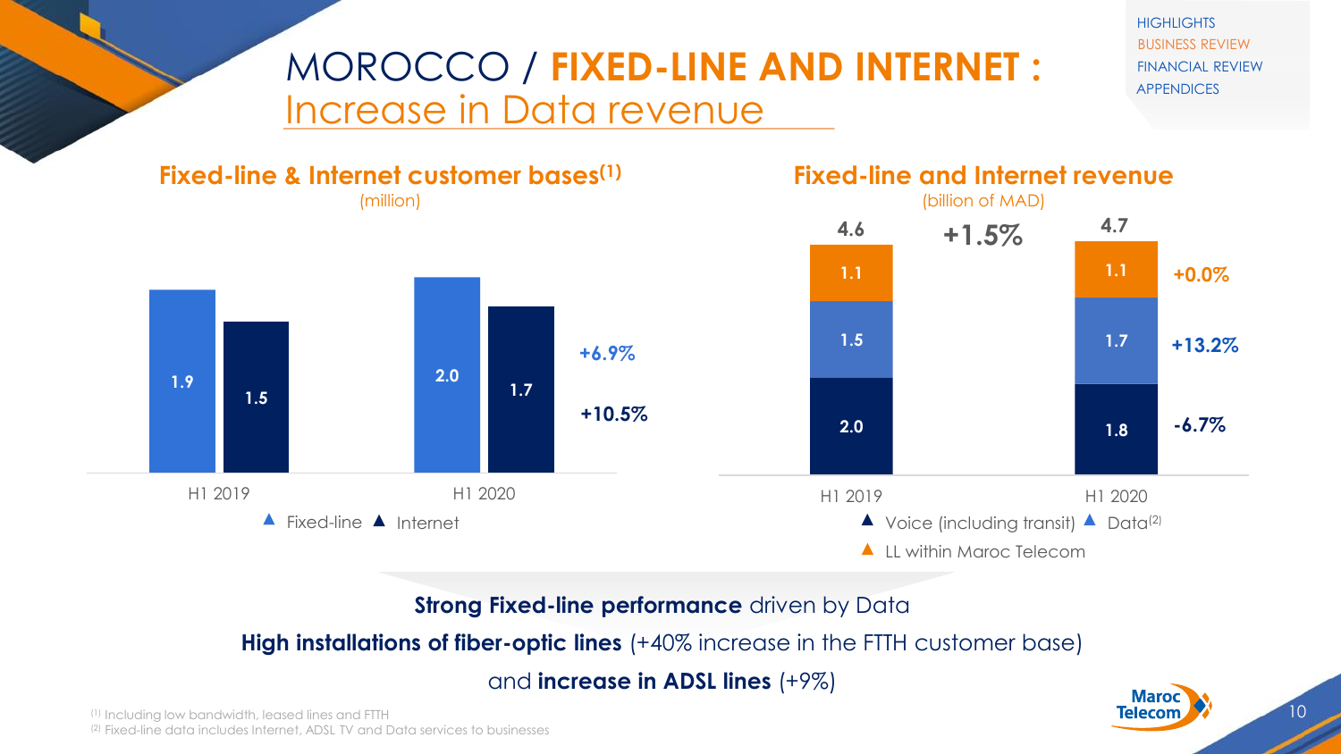# MOROCCO / **FIXED-LINE AND INTERNET :** Increase in Data revenue

## Fixed-line & Internet customer bases[1]

(million)

| | H1 2019 | H1 2020 | Change |
|---|---|---|---|
| Fixed-line | 1.9 | 2.0 | +6.9% |
| Internet | 1.5 | 1.7 | +10.5% |

## Fixed-line and Internet revenue

(billion of MAD)

| | H1 2019 | H1 2020 | Change |
|---|---|---|---|
| LL within Maroc Telecom | 1.1 | 1.1 | +0.0% |
| Data[2] | 1.5 | 1.7 | +13.2% |
| Voice (including transit) | 2.0 | 1.8 | -6.7% |
| **Total** | **4.6** | **4.7** | **+1.5%** |

**Strong Fixed-line performance** driven by Data

**High installations of fiber-optic lines** (+40% increase in the FTTH customer base)

and **increase in ADSL lines** (+9%)

[1] Including low bandwidth, leased lines and FTTH
[2] Fixed-line data includes Internet, ADSL TV and Data services to businesses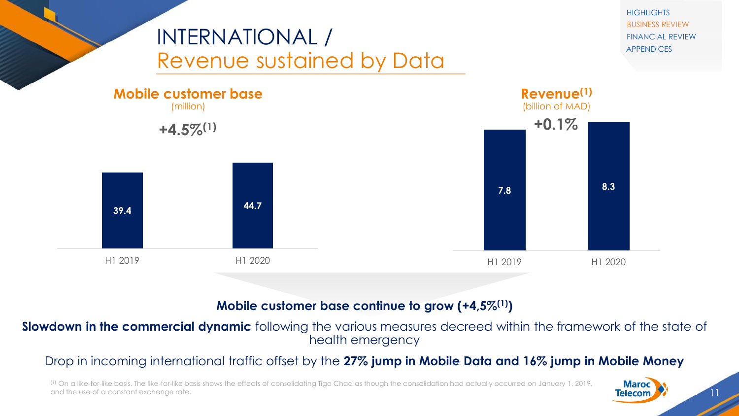# INTERNATIONAL / Revenue sustained by Data

## Mobile customer base

(million)

**+4.5%[1]**

| | H1 2019 | H1 2020 |
|---|---|---|
| Mobile customer base | 39.4 | 44.7 |

## Revenue[1]

(billion of MAD)

**+0.1%**

| | H1 2019 | H1 2020 |
|---|---|---|
| Revenue | 7.8 | 8.3 |

**Mobile customer base continue to grow (+4,5%[1])**

**Slowdown in the commercial dynamic** following the various measures decreed within the framework of the state of health emergency

Drop in incoming international traffic offset by the **27% jump in Mobile Data and 16% jump in Mobile Money**

[1] On a like-for-like basis. The like-for-like basis shows the effects of consolidating Tigo Chad as though the consolidation had actually occurred on January 1, 2019, and the use of a constant exchange rate.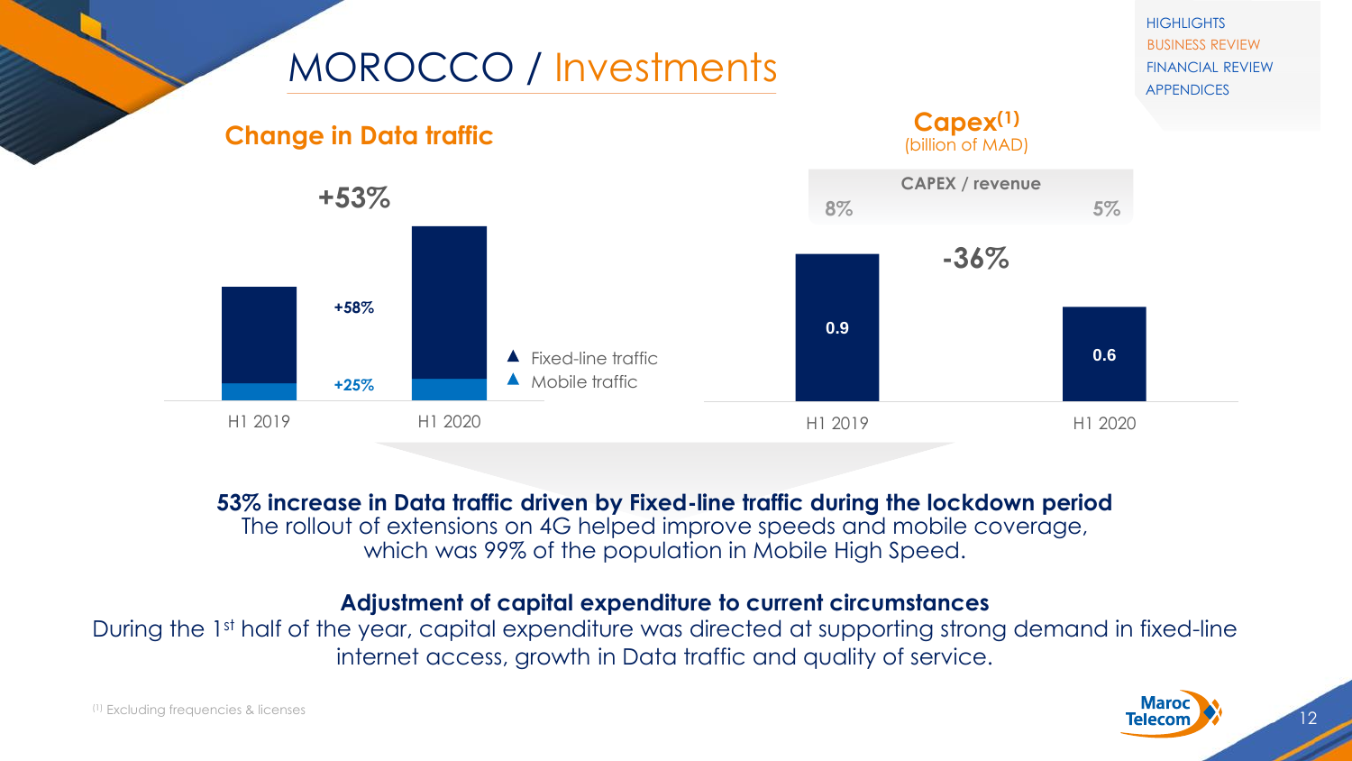# MOROCCO / Investments

## Change in Data traffic

+53%

| | H1 2019 | H1 2020 |
|---|---|---|
| Fixed-line traffic | | +58% |
| Mobile traffic | | +25% |

## Capex[1]
(billion of MAD)

| | H1 2019 | H1 2020 |
|---|---|---|
| CAPEX / revenue | 8% | 5% |
| Capex | 0.9 | 0.6 |

-36%

**53% increase in Data traffic driven by Fixed-line traffic during the lockdown period**
The rollout of extensions on 4G helped improve speeds and mobile coverage, which was 99% of the population in Mobile High Speed.

**Adjustment of capital expenditure to current circumstances**
During the 1st half of the year, capital expenditure was directed at supporting strong demand in fixed-line internet access, growth in Data traffic and quality of service.

[1] Excluding frequencies & licenses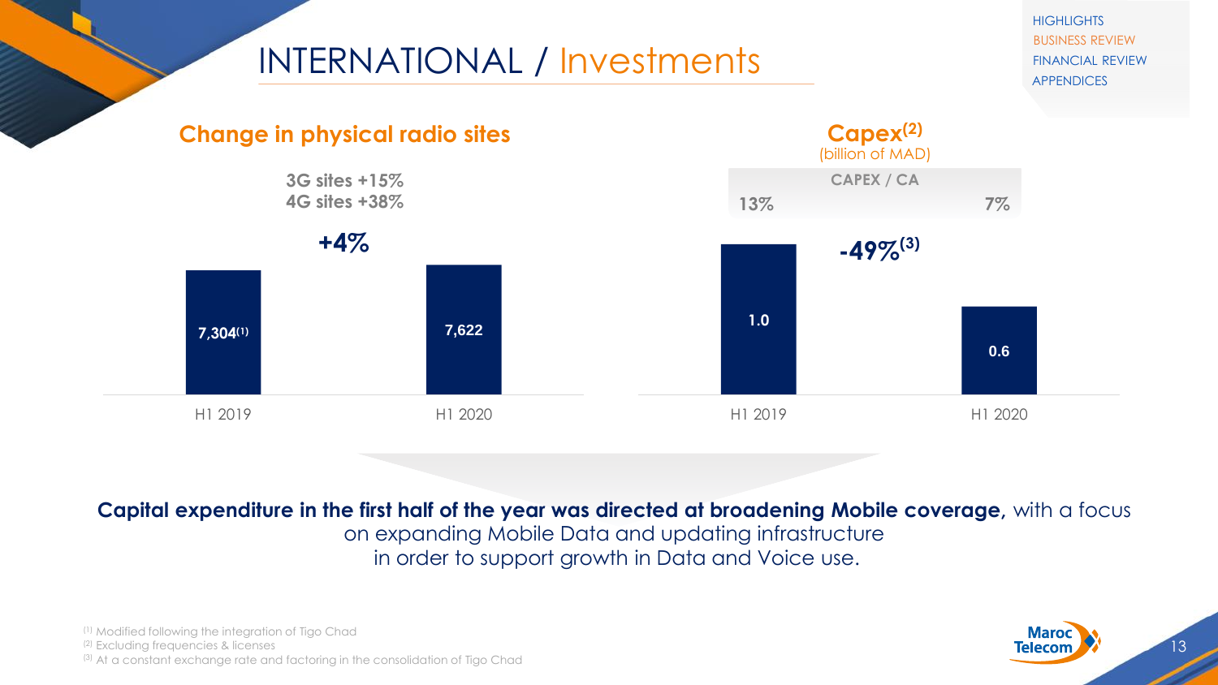# INTERNATIONAL / Investments

## Change in physical radio sites

3G sites +15%
4G sites +38%

+4%

| | H1 2019 | H1 2020 |
|---|---|---|
| Physical radio sites | 7,304[1] | 7,622 |

## Capex[2]

(billion of MAD)

| | H1 2019 | H1 2020 |
|---|---|---|
| CAPEX / CA | 13% | 7% |
| Capex | 1.0 | 0.6 |

-49%[3]

**Capital expenditure in the first half of the year was directed at broadening Mobile coverage,** with a focus on expanding Mobile Data and updating infrastructure in order to support growth in Data and Voice use.

(1) Modified following the integration of Tigo Chad
(2) Excluding frequencies & licenses
(3) At a constant exchange rate and factoring in the consolidation of Tigo Chad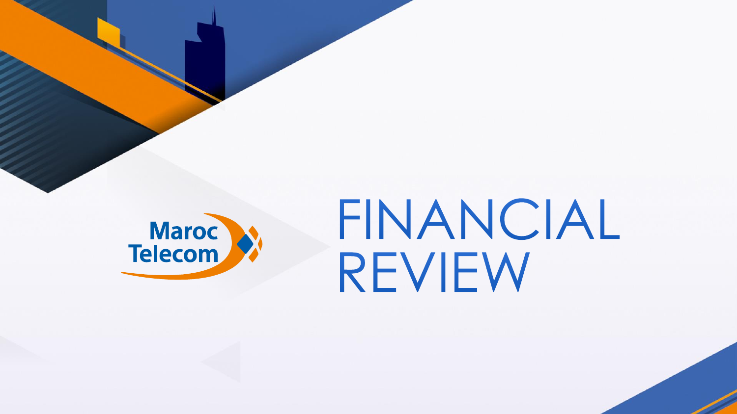Maroc Telecom

# FINANCIAL REVIEW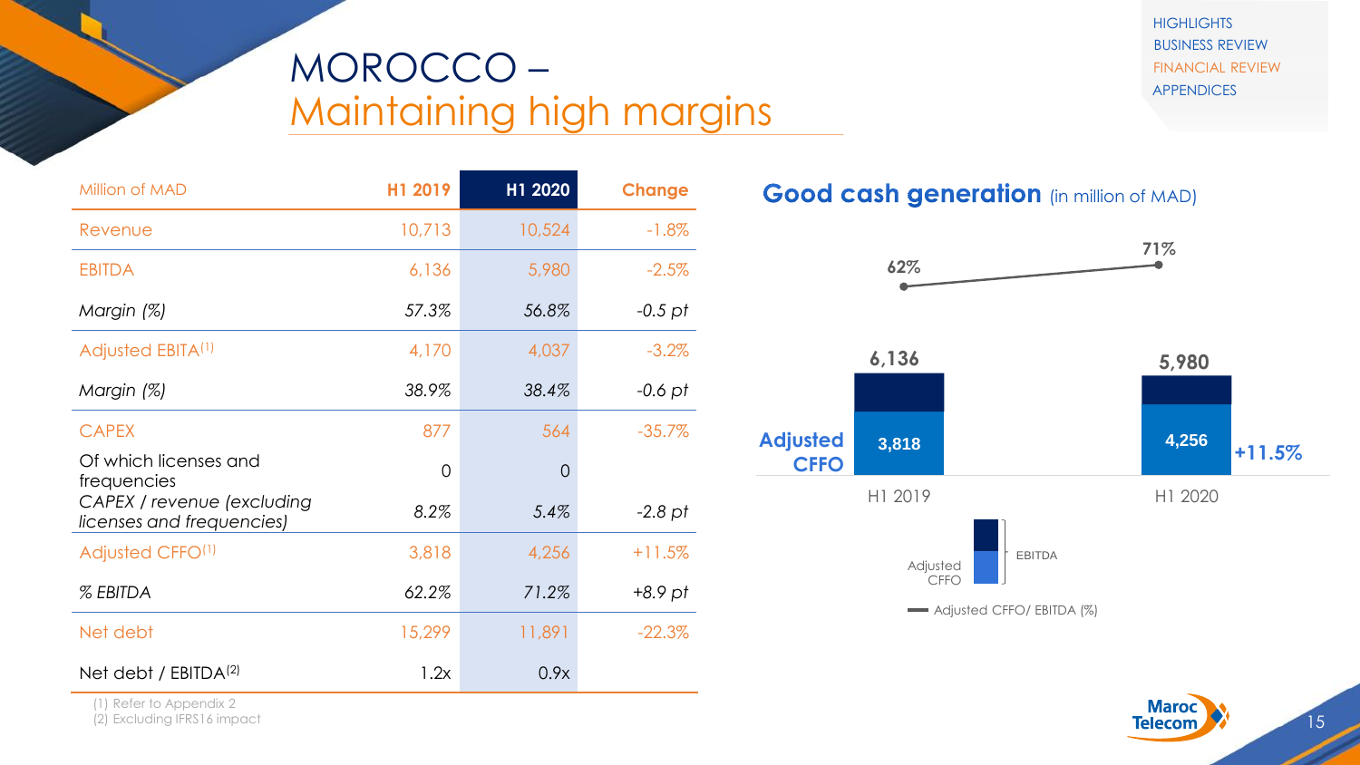# MOROCCO – Maintaining high margins

| Million of MAD | H1 2019 | H1 2020 | Change |
|---|---|---|---|
| Revenue | 10,713 | 10,524 | -1.8% |
| EBITDA | 6,136 | 5,980 | -2.5% |
| *Margin (%)* | *57.3%* | *56.8%* | *-0.5 pt* |
| Adjusted EBITA[1] | 4,170 | 4,037 | -3.2% |
| *Margin (%)* | *38.9%* | *38.4%* | *-0.6 pt* |
| CAPEX | 877 | 564 | -35.7% |
| Of which licenses and frequencies | 0 | 0 | |
| *CAPEX / revenue (excluding licenses and frequencies)* | *8.2%* | *5.4%* | *-2.8 pt* |
| Adjusted CFFO[1] | 3,818 | 4,256 | +11.5% |
| *% EBITDA* | *62.2%* | *71.2%* | *+8.9 pt* |
| Net debt | 15,299 | 11,891 | -22.3% |
| Net debt / EBITDA[2] | 1.2x | 0.9x | |

(1) Refer to Appendix 2
(2) Excluding IFRS16 impact

## Good cash generation (in million of MAD)

| | H1 2019 | H1 2020 |
|---|---|---|
| EBITDA | 6,136 | 5,980 |
| Adjusted CFFO | 3,818 | 4,256 (+11.5%) |
| Adjusted CFFO/ EBITDA (%) | 62% | 71% |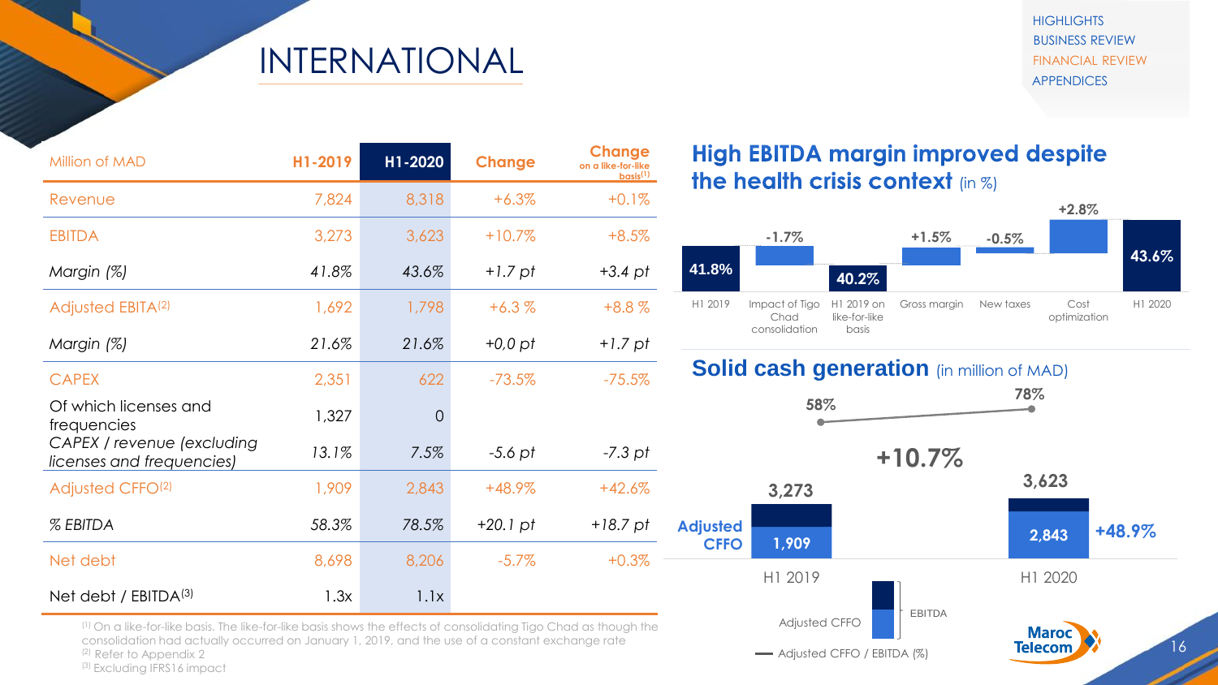# INTERNATIONAL

| Million of MAD | H1-2019 | H1-2020 | Change | Change on a like-for-like basis[1] |
|---|---|---|---|---|
| Revenue | 7,824 | 8,318 | +6.3% | +0.1% |
| EBITDA | 3,273 | 3,623 | +10.7% | +8.5% |
| *Margin (%)* | *41.8%* | *43.6%* | *+1.7 pt* | *+3.4 pt* |
| Adjusted EBITA[2] | 1,692 | 1,798 | +6.3 % | +8.8 % |
| *Margin (%)* | *21.6%* | *21.6%* | *+0,0 pt* | *+1.7 pt* |
| CAPEX | 2,351 | 622 | -73.5% | -75.5% |
| Of which licenses and frequencies | 1,327 | 0 | | |
| *CAPEX / revenue (excluding licenses and frequencies)* | *13.1%* | *7.5%* | *-5.6 pt* | *-7.3 pt* |
| Adjusted CFFO[2] | 1,909 | 2,843 | +48.9% | +42.6% |
| *% EBITDA* | *58.3%* | *78.5%* | *+20.1 pt* | *+18.7 pt* |
| Net debt | 8,698 | 8,206 | -5.7% | +0.3% |
| Net debt / EBITDA[3] | 1.3x | 1.1x | | |

[1] On a like-for-like basis. The like-for-like basis shows the effects of consolidating Tigo Chad as though the consolidation had actually occurred on January 1, 2019, and the use of a constant exchange rate
[2] Refer to Appendix 2
[3] Excluding IFRS16 impact

## High EBITDA margin improved despite the health crisis context (in %)

| H1 2019 | Impact of Tigo Chad consolidation | H1 2019 on like-for-like basis | Gross margin | New taxes | Cost optimization | H1 2020 |
|---|---|---|---|---|---|---|
| 41.8% | -1.7% | 40.2% | +1.5% | -0.5% | +2.8% | 43.6% |

## Solid cash generation (in million of MAD)

| | H1 2019 | H1 2020 |
|---|---|---|
| EBITDA | 3,273 | 3,623 |
| Adjusted CFFO | 1,909 | 2,843 |
| Adjusted CFFO / EBITDA (%) | 58% | 78% |

EBITDA: +10.7%; Adjusted CFFO: +48.9%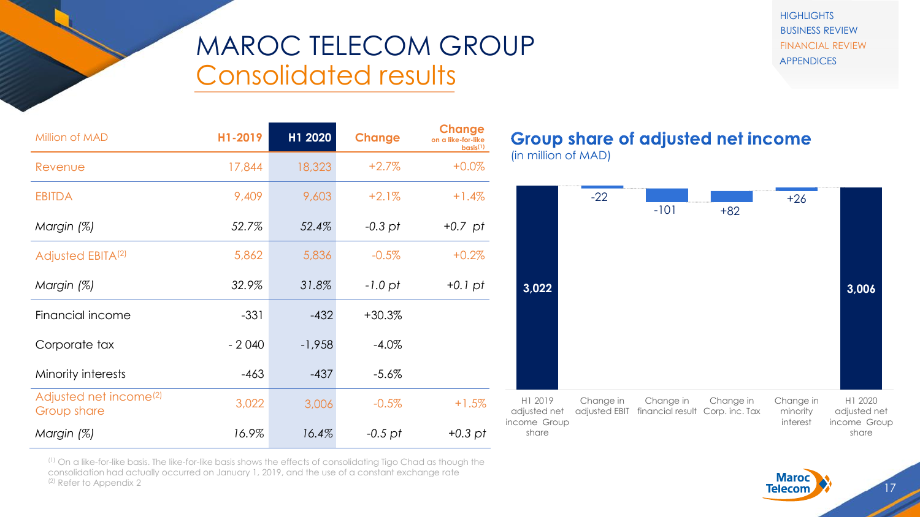# MAROC TELECOM GROUP
## Consolidated results

| Million of MAD | H1-2019 | H1 2020 | Change | Change on a like-for-like basis[1] |
|---|---|---|---|---|
| Revenue | 17,844 | 18,323 | +2.7% | +0.0% |
| EBITDA | 9,409 | 9,603 | +2.1% | +1.4% |
| *Margin (%)* | *52.7%* | *52.4%* | *-0.3 pt* | *+0.7 pt* |
| Adjusted EBITA[2] | 5,862 | 5,836 | -0.5% | +0.2% |
| *Margin (%)* | *32.9%* | *31.8%* | *-1.0 pt* | *+0.1 pt* |
| Financial income | -331 | -432 | +30.3% | |
| Corporate tax | - 2 040 | -1,958 | -4.0% | |
| Minority interests | -463 | -437 | -5.6% | |
| Adjusted net income[2] Group share | 3,022 | 3,006 | -0.5% | +1.5% |
| *Margin (%)* | *16.9%* | *16.4%* | *-0.5 pt* | *+0.3 pt* |

[1] On a like-for-like basis. The like-for-like basis shows the effects of consolidating Tigo Chad as though the consolidation had actually occurred on January 1, 2019, and the use of a constant exchange rate
[2] Refer to Appendix 2

### Group share of adjusted net income
(in million of MAD)

| H1 2019 adjusted net income Group share | Change in adjusted EBIT | Change in financial result | Change in Corp. inc. Tax | Change in minority interest | H1 2020 adjusted net income Group share |
|---|---|---|---|---|---|
| 3,022 | -22 | -101 | +82 | +26 | 3,006 |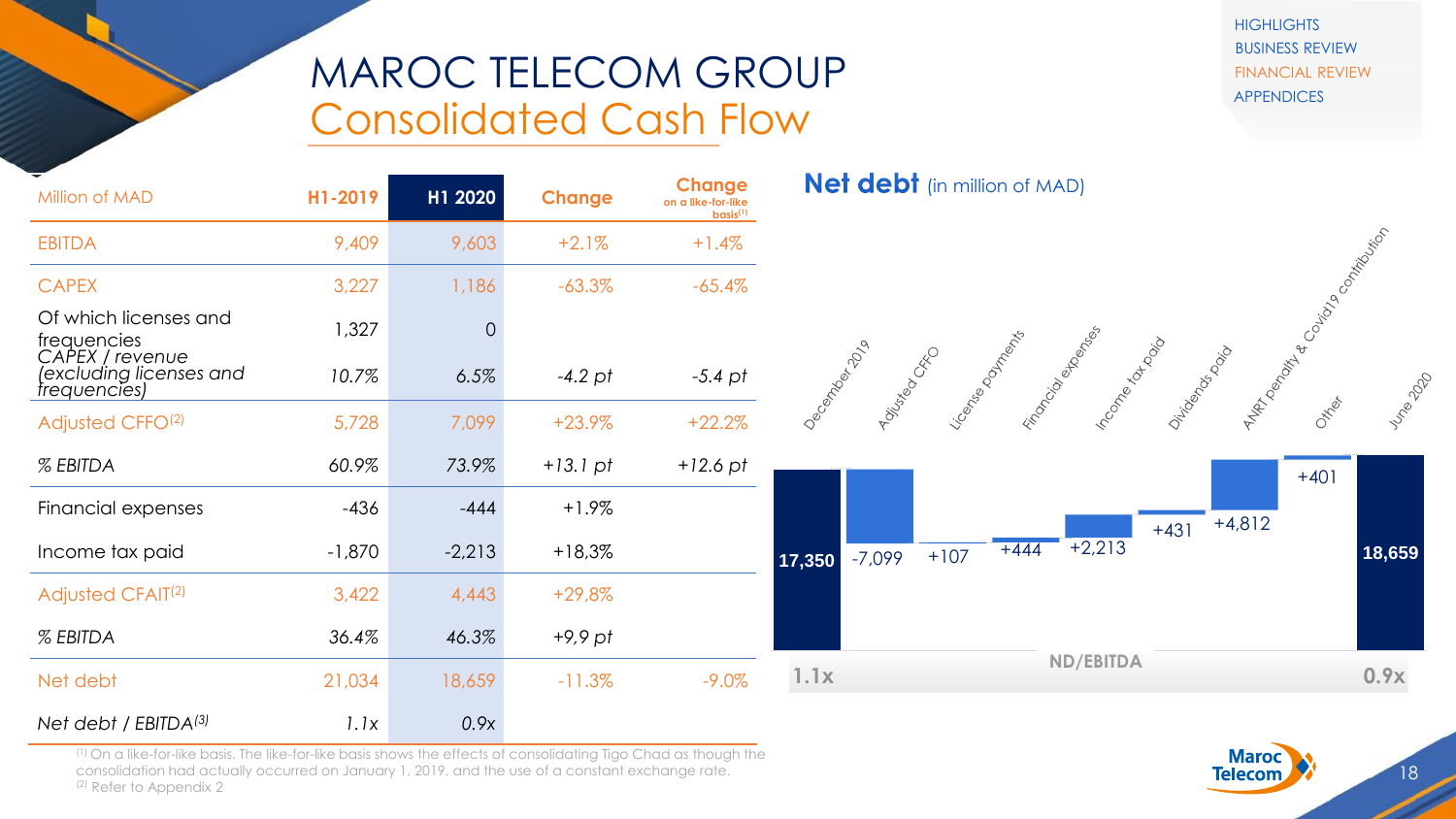# MAROC TELECOM GROUP
## Consolidated Cash Flow

| Million of MAD | H1-2019 | H1 2020 | Change | Change on a like-for-like basis[1] |
|---|---|---|---|---|
| EBITDA | 9,409 | 9,603 | +2.1% | +1.4% |
| CAPEX | 3,227 | 1,186 | -63.3% | -65.4% |
| Of which licenses and frequencies | 1,327 | 0 | | |
| *CAPEX / revenue (excluding licenses and frequencies)* | *10.7%* | *6.5%* | *-4.2 pt* | *-5.4 pt* |
| Adjusted CFFO[2] | 5,728 | 7,099 | +23.9% | +22.2% |
| *% EBITDA* | *60.9%* | *73.9%* | *+13.1 pt* | *+12.6 pt* |
| Financial expenses | -436 | -444 | +1.9% | |
| Income tax paid | -1,870 | -2,213 | +18,3% | |
| Adjusted CFAIT[2] | 3,422 | 4,443 | +29,8% | |
| *% EBITDA* | *36.4%* | *46.3%* | *+9,9 pt* | |
| Net debt | 21,034 | 18,659 | -11.3% | -9.0% |
| *Net debt / EBITDA[3]* | *1.1x* | *0.9x* | | |

[1] On a like-for-like basis. The like-for-like basis shows the effects of consolidating Tigo Chad as though the consolidation had actually occurred on January 1, 2019, and the use of a constant exchange rate.
[2] Refer to Appendix 2

### Net debt (in million of MAD)

| | December 2019 | Adjusted CFFO | License payments | Financial expenses | Income tax paid | Dividends paid | ANRT penalty & Covid19 contribution | Other | June 2020 |
|---|---|---|---|---|---|---|---|---|---|
| Net debt | 17,350 | -7,099 | +107 | +444 | +2,213 | +431 | +4,812 | +401 | 18,659 |
| ND/EBITDA | 1.1x | | | | | | | | 0.9x |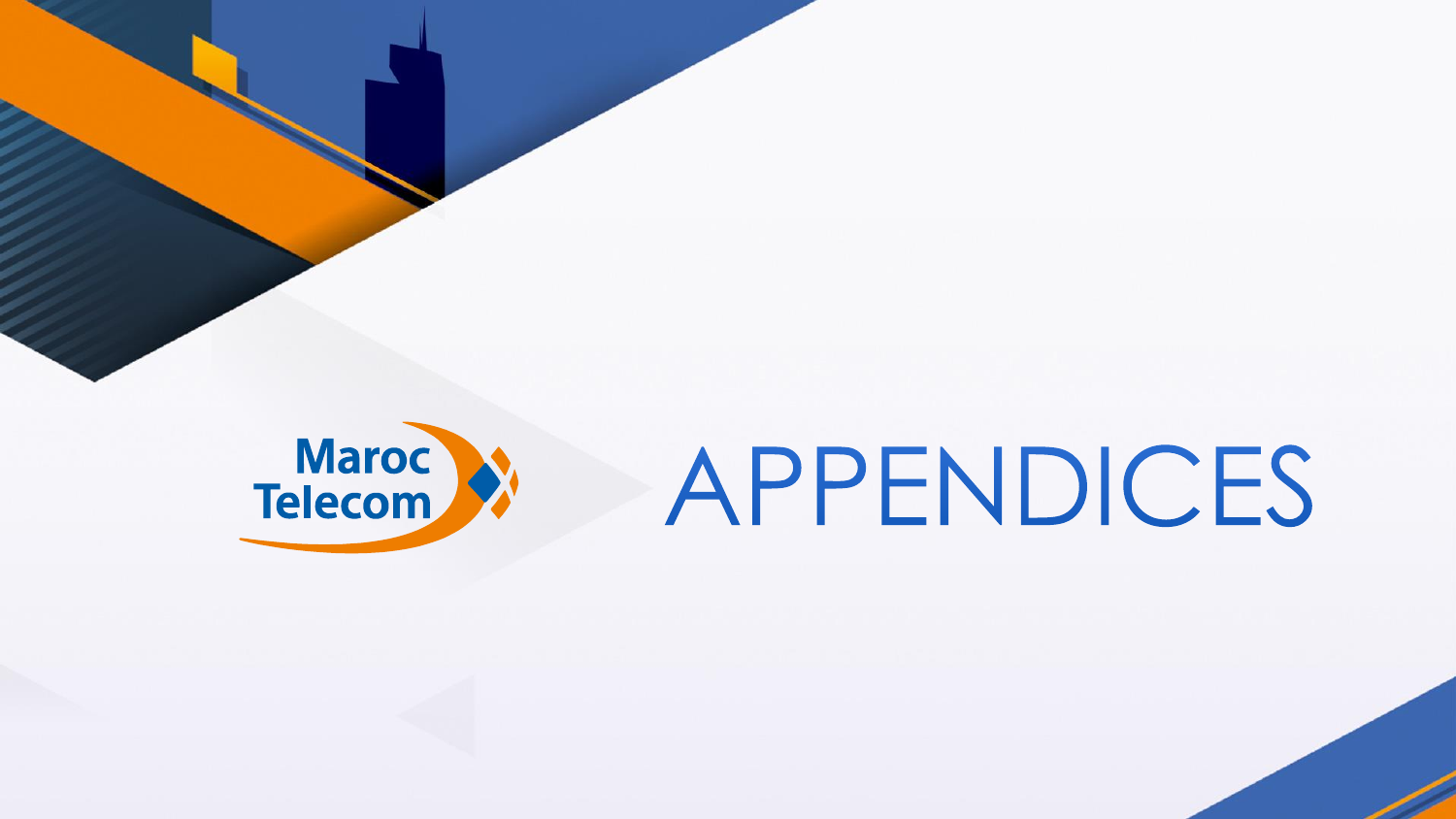# APPENDICES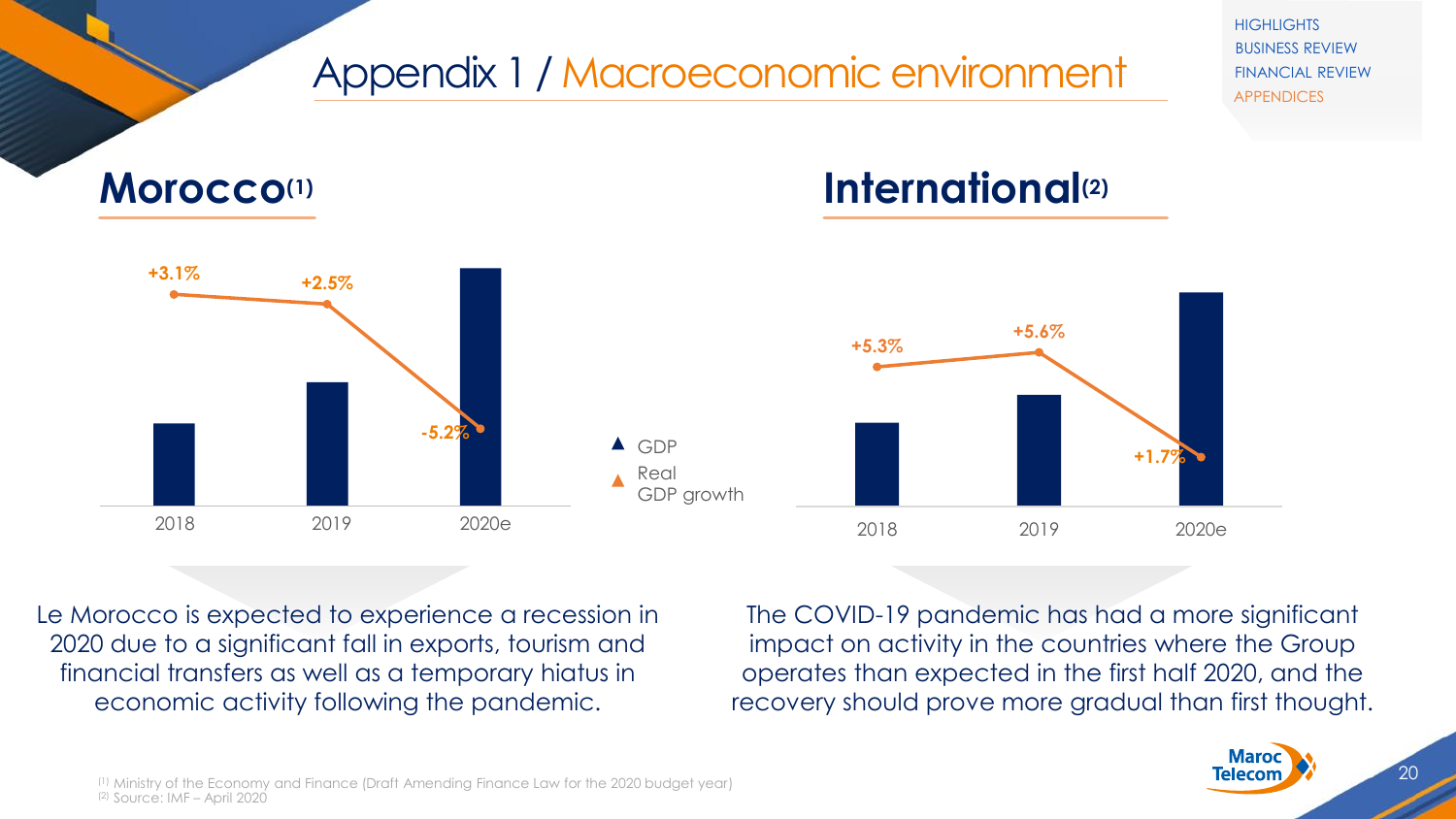# Appendix 1 / Macroeconomic environment

## Morocco[1]

| | 2018 | 2019 | 2020e |
|---|---|---|---|
| Real GDP growth | +3.1% | +2.5% | -5.2% |

## International[2]

| | 2018 | 2019 | 2020e |
|---|---|---|---|
| Real GDP growth | +5.3% | +5.6% | +1.7% |

▲ GDP
▲ Real GDP growth

Le Morocco is expected to experience a recession in 2020 due to a significant fall in exports, tourism and financial transfers as well as a temporary hiatus in economic activity following the pandemic.

The COVID-19 pandemic has had a more significant impact on activity in the countries where the Group operates than expected in the first half 2020, and the recovery should prove more gradual than first thought.

[1] Ministry of the Economy and Finance (Draft Amending Finance Law for the 2020 budget year)
[2] Source: IMF – April 2020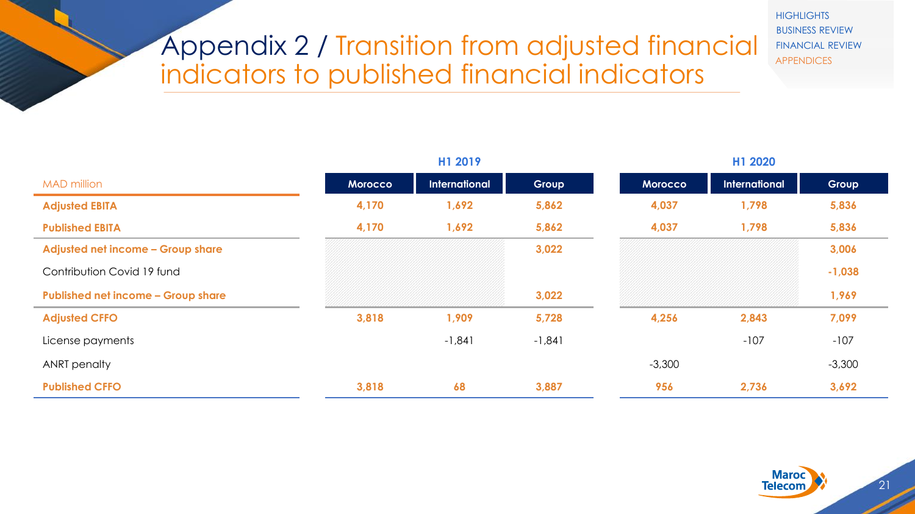# Appendix 2 / Transition from adjusted financial indicators to published financial indicators

| MAD million | H1 2019 | | | H1 2020 | | |
|---|---|---|---|---|---|---|
| | Morocco | International | Group | Morocco | International | Group |
| **Adjusted EBITA** | 4,170 | 1,692 | 5,862 | 4,037 | 1,798 | 5,836 |
| **Published EBITA** | 4,170 | 1,692 | 5,862 | 4,037 | 1,798 | 5,836 |
| **Adjusted net income – Group share** | | | 3,022 | | | 3,006 |
| Contribution Covid 19 fund | | | | | | -1,038 |
| **Published net income – Group share** | | | 3,022 | | | 1,969 |
| **Adjusted CFFO** | 3,818 | 1,909 | 5,728 | 4,256 | 2,843 | 7,099 |
| License payments | | -1,841 | -1,841 | | -107 | -107 |
| ANRT penalty | | | | -3,300 | | -3,300 |
| **Published CFFO** | 3,818 | 68 | 3,887 | 956 | 2,736 | 3,692 |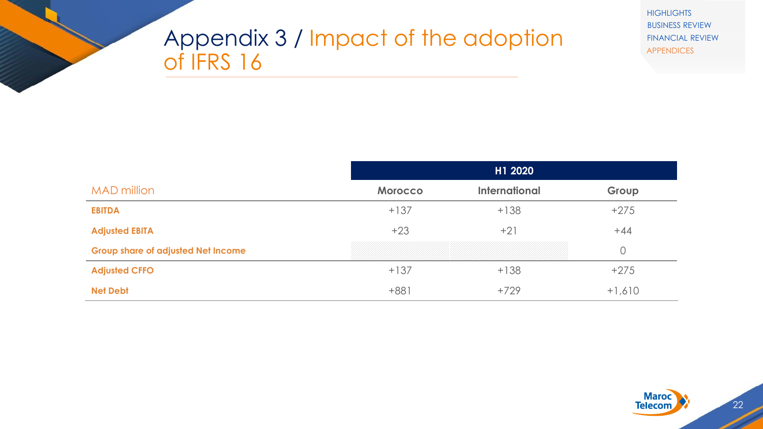# Appendix 3 / Impact of the adoption of IFRS 16

| MAD million | H1 2020 | | |
|---|---|---|---|
| | Morocco | International | Group |
| **EBITDA** | +137 | +138 | +275 |
| **Adjusted EBITA** | +23 | +21 | +44 |
| **Group share of adjusted Net Income** | | | 0 |
| **Adjusted CFFO** | +137 | +138 | +275 |
| **Net Debt** | +881 | +729 | +1,610 |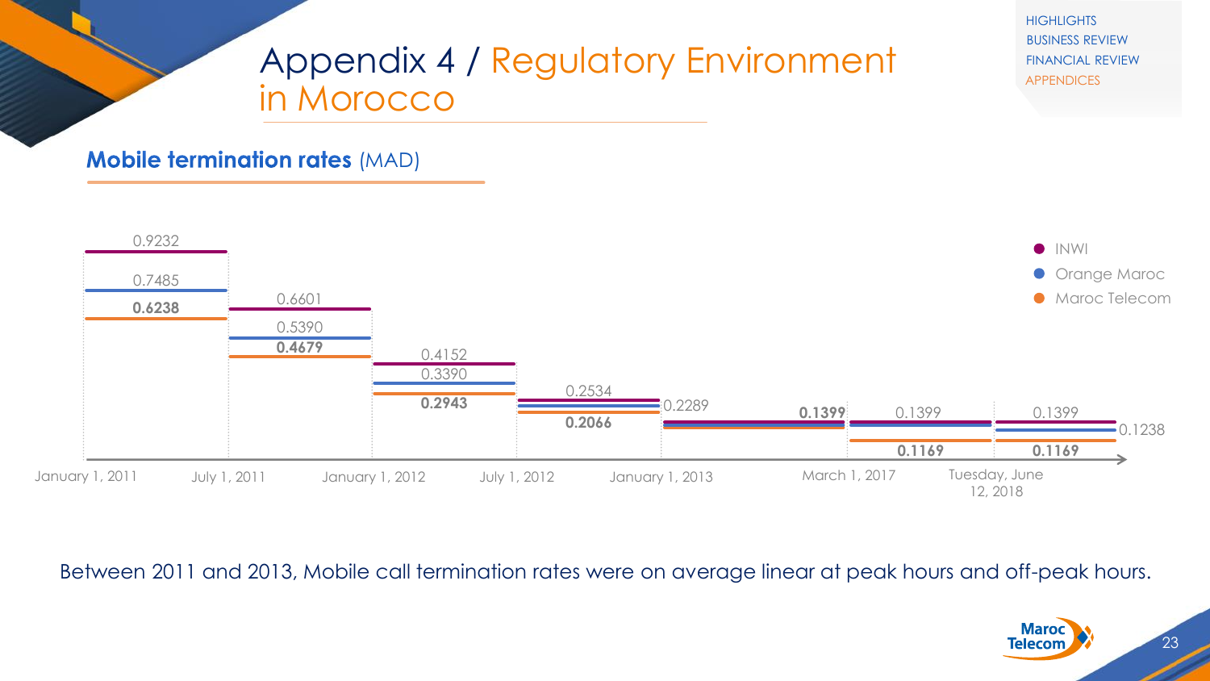# Appendix 4 / Regulatory Environment in Morocco

## Mobile termination rates (MAD)

| Date | INWI | Orange Maroc | Maroc Telecom |
|---|---|---|---|
| January 1, 2011 | 0.9232 | 0.7485 | **0.6238** |
| July 1, 2011 | 0.6601 | 0.5390 | **0.4679** |
| January 1, 2012 | 0.4152 | 0.3390 | **0.2943** |
| July 1, 2012 | 0.2534 | | **0.2066** |
| January 1, 2013 | 0.2289 | | |
| | **0.1399** | | |
| March 1, 2017 | 0.1399 | | **0.1169** |
| Tuesday, June 12, 2018 | 0.1399 | 0.1238 | **0.1169** |

Between 2011 and 2013, Mobile call termination rates were on average linear at peak hours and off-peak hours.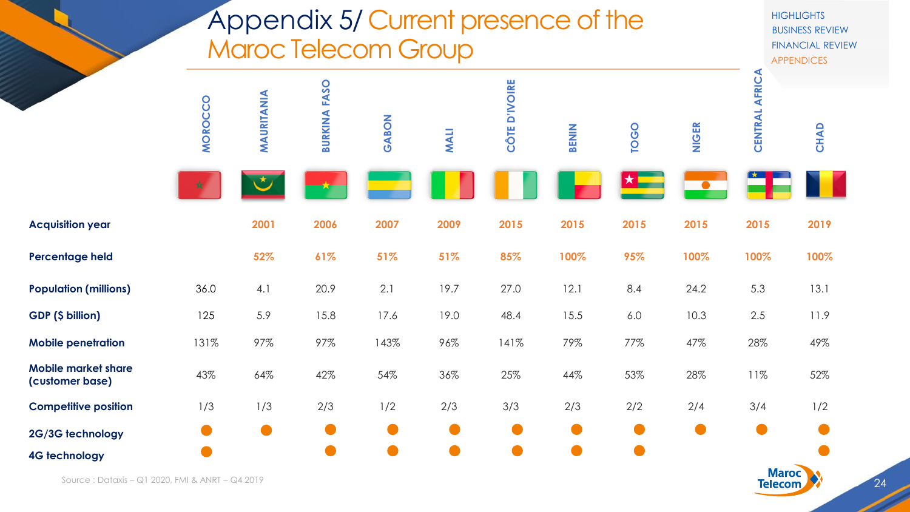# Appendix 5/ Current presence of the Maroc Telecom Group

| | MOROCCO | MAURITANIA | BURKINA FASO | GABON | MALI | CÔTE D'IVOIRE | BENIN | TOGO | NIGER | CENTRAL AFRICA | CHAD |
|---|---|---|---|---|---|---|---|---|---|---|---|
| **Acquisition year** | | 2001 | 2006 | 2007 | 2009 | 2015 | 2015 | 2015 | 2015 | 2015 | 2019 |
| **Percentage held** | | 52% | 61% | 51% | 51% | 85% | 100% | 95% | 100% | 100% | 100% |
| **Population (millions)** | 36.0 | 4.1 | 20.9 | 2.1 | 19.7 | 27.0 | 12.1 | 8.4 | 24.2 | 5.3 | 13.1 |
| **GDP ($ billion)** | 125 | 5.9 | 15.8 | 17.6 | 19.0 | 48.4 | 15.5 | 6.0 | 10.3 | 2.5 | 11.9 |
| **Mobile penetration** | 131% | 97% | 97% | 143% | 96% | 141% | 79% | 77% | 47% | 28% | 49% |
| **Mobile market share (customer base)** | 43% | 64% | 42% | 54% | 36% | 25% | 44% | 53% | 28% | 11% | 52% |
| **Competitive position** | 1/3 | 1/3 | 2/3 | 1/2 | 2/3 | 3/3 | 2/3 | 2/2 | 2/4 | 3/4 | 1/2 |
| **2G/3G technology** | ● | ● | ● | ● | ● | ● | ● | ● | ● | ● | ● |
| **4G technology** | ● | | ● | ● | ● | ● | ● | ● | | | ● |

Source : Dataxis – Q1 2020, FMI & ANRT – Q4 2019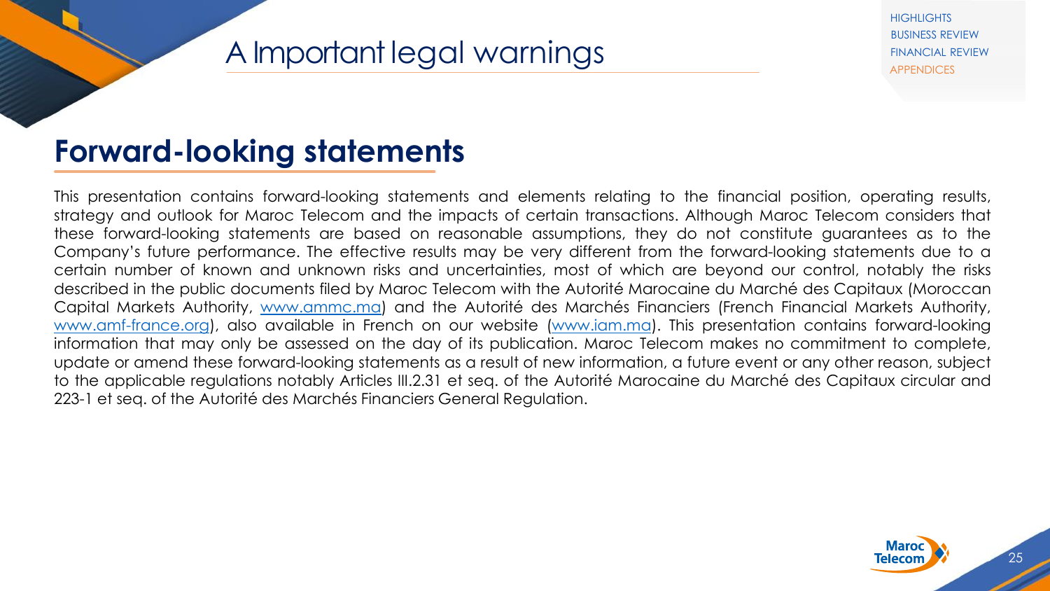# A Important legal warnings

## Forward-looking statements

This presentation contains forward-looking statements and elements relating to the financial position, operating results, strategy and outlook for Maroc Telecom and the impacts of certain transactions. Although Maroc Telecom considers that these forward-looking statements are based on reasonable assumptions, they do not constitute guarantees as to the Company's future performance. The effective results may be very different from the forward-looking statements due to a certain number of known and unknown risks and uncertainties, most of which are beyond our control, notably the risks described in the public documents filed by Maroc Telecom with the Autorité Marocaine du Marché des Capitaux (Moroccan Capital Markets Authority, www.ammc.ma) and the Autorité des Marchés Financiers (French Financial Markets Authority, www.amf-france.org), also available in French on our website (www.iam.ma). This presentation contains forward-looking information that may only be assessed on the day of its publication. Maroc Telecom makes no commitment to complete, update or amend these forward-looking statements as a result of new information, a future event or any other reason, subject to the applicable regulations notably Articles III.2.31 et seq. of the Autorité Marocaine du Marché des Capitaux circular and 223-1 et seq. of the Autorité des Marchés Financiers General Regulation.